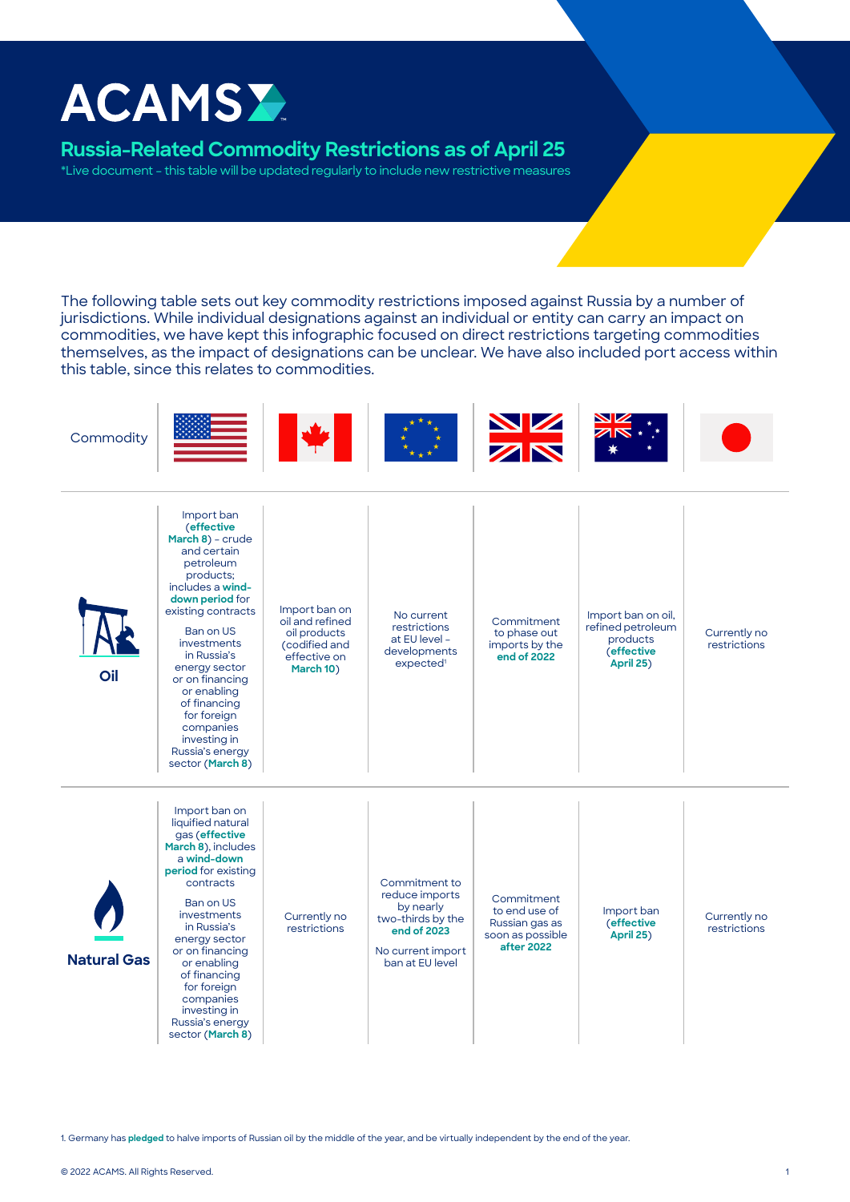# ACAMS

## Russia-Related Commodity Restrictions as of April 25

*Live document – this table will be updated regularly to include new restrictive measures

The following table sets out key commodity restrictions imposed against Russia by a number of jurisdictions. While individual designations against an individual or entity can carry an impact on commodities, we have kept this infographic focused on direct restrictions targeting commodities themselves, as the impact of designations can be unclear. We have also included port access within this table, since this relates to commodities.

| Commodity | United States | Canada | European Union | United Kingdom | Australia | Japan |
|---|---|---|---|---|---|---|
| **Oil** | Import ban (**effective March 8**) – crude and certain petroleum products; includes a **wind-down period** for existing contracts<br><br>Ban on US investments in Russia's energy sector or on financing or enabling of financing for foreign companies investing in Russia's energy sector (**March 8**) | Import ban on oil and refined oil products (codified and effective on **March 10**) | No current restrictions at EU level – developments expected[1] | Commitment to phase out imports by the **end of 2022** | Import ban on oil, refined petroleum products (**effective April 25**) | Currently no restrictions |
| **Natural Gas** | Import ban on liquified natural gas (**effective March 8**), includes a **wind-down period** for existing contracts<br><br>Ban on US investments in Russia's energy sector or on financing or enabling of financing for foreign companies investing in Russia's energy sector (**March 8**) | Currently no restrictions | Commitment to reduce imports by nearly two-thirds by the **end of 2023**<br><br>No current import ban at EU level | Commitment to end use of Russian gas as soon as possible **after 2022** | Import ban (**effective April 25**) | Currently no restrictions |

1. Germany has **pledged** to halve imports of Russian oil by the middle of the year, and be virtually independent by the end of the year.

© 2022 ACAMS. All Rights Reserved.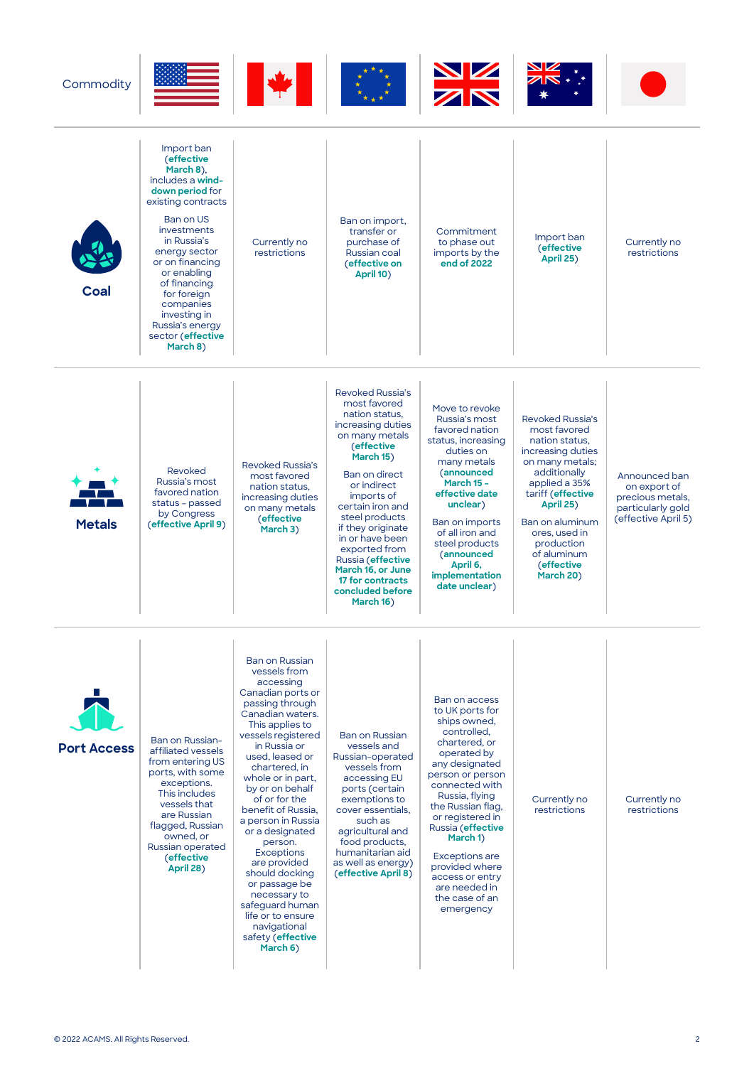| Commodity | United States | Canada | European Union | United Kingdom | Australia | Japan |
|---|---|---|---|---|---|---|
| **Coal** | Import ban (**effective March 8**), includes a **wind-down period** for existing contracts<br><br>Ban on US investments in Russia's energy sector or on financing or enabling of financing for foreign companies investing in Russia's energy sector (**effective March 8**) | Currently no restrictions | Ban on import, transfer or purchase of Russian coal (**effective on April 10**) | Commitment to phase out imports by the **end of 2022** | Import ban (**effective April 25**) | Currently no restrictions |
| **Metals** | Revoked Russia's most favored nation status – passed by Congress (**effective April 9**) | Revoked Russia's most favored nation status, increasing duties on many metals (**effective March 3**) | Revoked Russia's most favored nation status, increasing duties on many metals (**effective March 15**)<br><br>Ban on direct or indirect imports of certain iron and steel products if they originate in or have been exported from Russia (**effective March 16, or June 17 for contracts concluded before March 16**) | Move to revoke Russia's most favored nation status, increasing duties on many metals (**announced March 15 – effective date unclear**)<br><br>Ban on imports of all iron and steel products (**announced April 6, implementation date unclear**) | Revoked Russia's most favored nation status, increasing duties on many metals; additionally applied a 35% tariff (**effective April 25**)<br><br>Ban on aluminum ores, used in production of aluminum (**effective March 20**) | Announced ban on export of precious metals, particularly gold (effective April 5) |
| **Port Access** | Ban on Russian-affiliated vessels from entering US ports, with some exceptions. This includes vessels that are Russian flagged, Russian owned, or Russian operated (**effective April 28**) | Ban on Russian vessels from accessing Canadian ports or passing through Canadian waters. This applies to vessels registered in Russia or used, leased or chartered, in whole or in part, by or on behalf of or for the benefit of Russia, a person in Russia or a designated person. Exceptions are provided should docking or passage be necessary to safeguard human life or to ensure navigational safety (**effective March 6**) | Ban on Russian vessels and Russian-operated vessels from accessing EU ports (certain exemptions to cover essentials, such as agricultural and food products, humanitarian aid as well as energy) (**effective April 8**) | Ban on access to UK ports for ships owned, controlled, chartered, or operated by any designated person or person connected with Russia, flying the Russian flag, or registered in Russia (**effective March 1**)<br><br>Exceptions are provided where access or entry are needed in the case of an emergency | Currently no restrictions | Currently no restrictions |

© 2022 ACAMS. All Rights Reserved.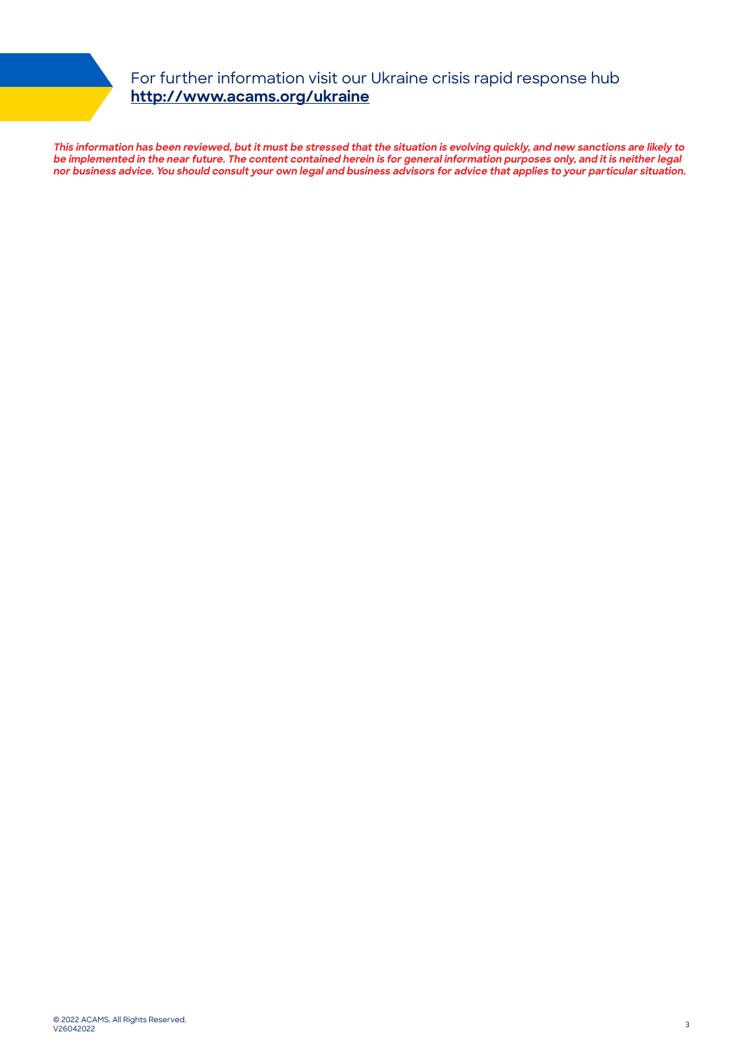For further information visit our Ukraine crisis rapid response hub **http://www.acams.org/ukraine**

***This information has been reviewed, but it must be stressed that the situation is evolving quickly, and new sanctions are likely to be implemented in the near future. The content contained herein is for general information purposes only, and it is neither legal nor business advice. You should consult your own legal and business advisors for advice that applies to your particular situation.***

© 2022 ACAMS. All Rights Reserved.
V26042022